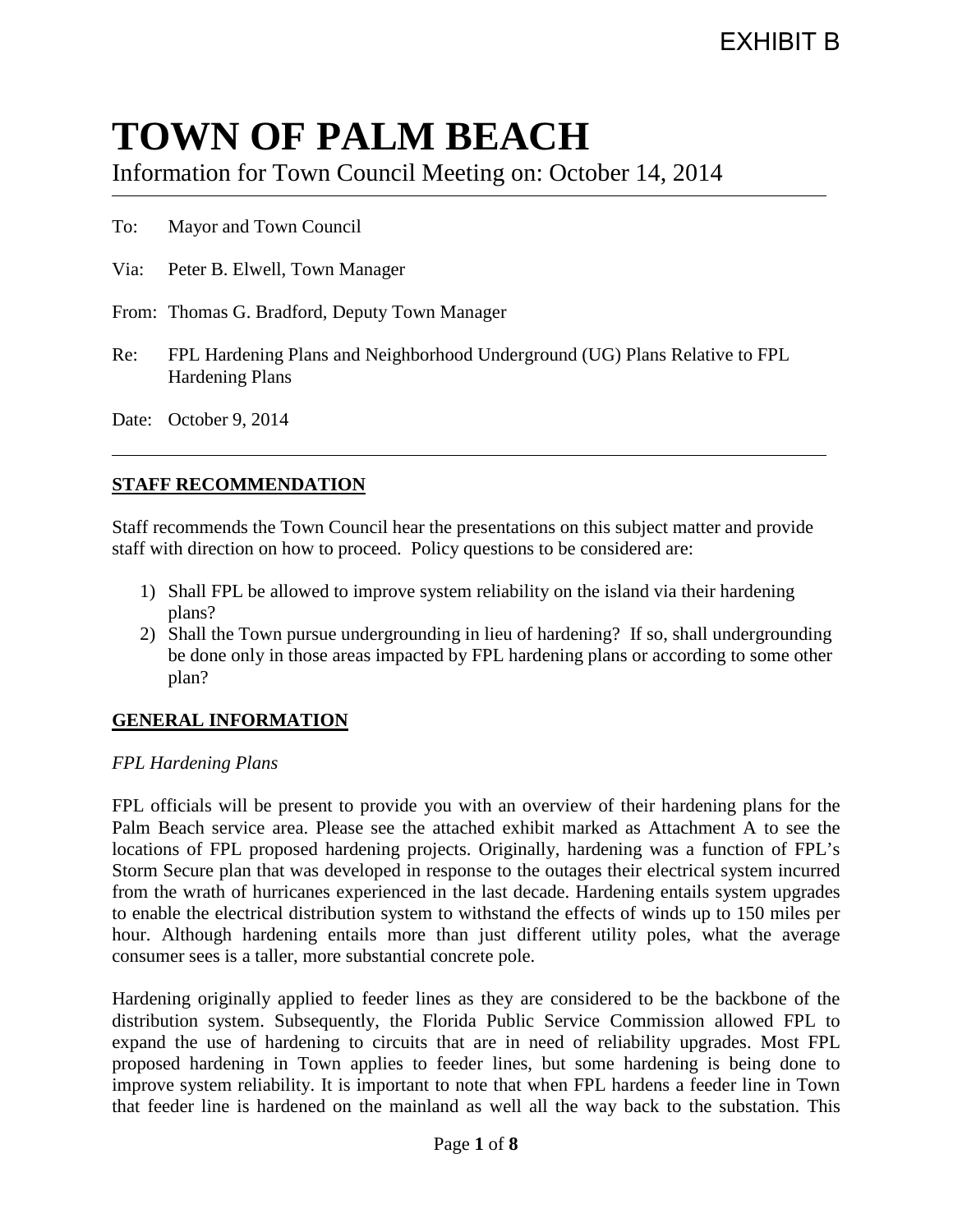EXHIBIT B

# TOWN OF PALM BEACH

Information for Town Council Meeting on: October 14, 2014

---

To: Mayor and Town Council

Via: Peter B. Elwell, Town Manager

From: Thomas G. Bradford, Deputy Town Manager

Re: FPL Hardening Plans and Neighborhood Underground (UG) Plans Relative to FPL Hardening Plans

Date: October 9, 2014

---

## STAFF RECOMMENDATION

Staff recommends the Town Council hear the presentations on this subject matter and provide staff with direction on how to proceed. Policy questions to be considered are:

1) Shall FPL be allowed to improve system reliability on the island via their hardening plans?
2) Shall the Town pursue undergrounding in lieu of hardening? If so, shall undergrounding be done only in those areas impacted by FPL hardening plans or according to some other plan?

## GENERAL INFORMATION

*FPL Hardening Plans*

FPL officials will be present to provide you with an overview of their hardening plans for the Palm Beach service area. Please see the attached exhibit marked as Attachment A to see the locations of FPL proposed hardening projects. Originally, hardening was a function of FPL's Storm Secure plan that was developed in response to the outages their electrical system incurred from the wrath of hurricanes experienced in the last decade. Hardening entails system upgrades to enable the electrical distribution system to withstand the effects of winds up to 150 miles per hour. Although hardening entails more than just different utility poles, what the average consumer sees is a taller, more substantial concrete pole.

Hardening originally applied to feeder lines as they are considered to be the backbone of the distribution system. Subsequently, the Florida Public Service Commission allowed FPL to expand the use of hardening to circuits that are in need of reliability upgrades. Most FPL proposed hardening in Town applies to feeder lines, but some hardening is being done to improve system reliability. It is important to note that when FPL hardens a feeder line in Town that feeder line is hardened on the mainland as well all the way back to the substation. This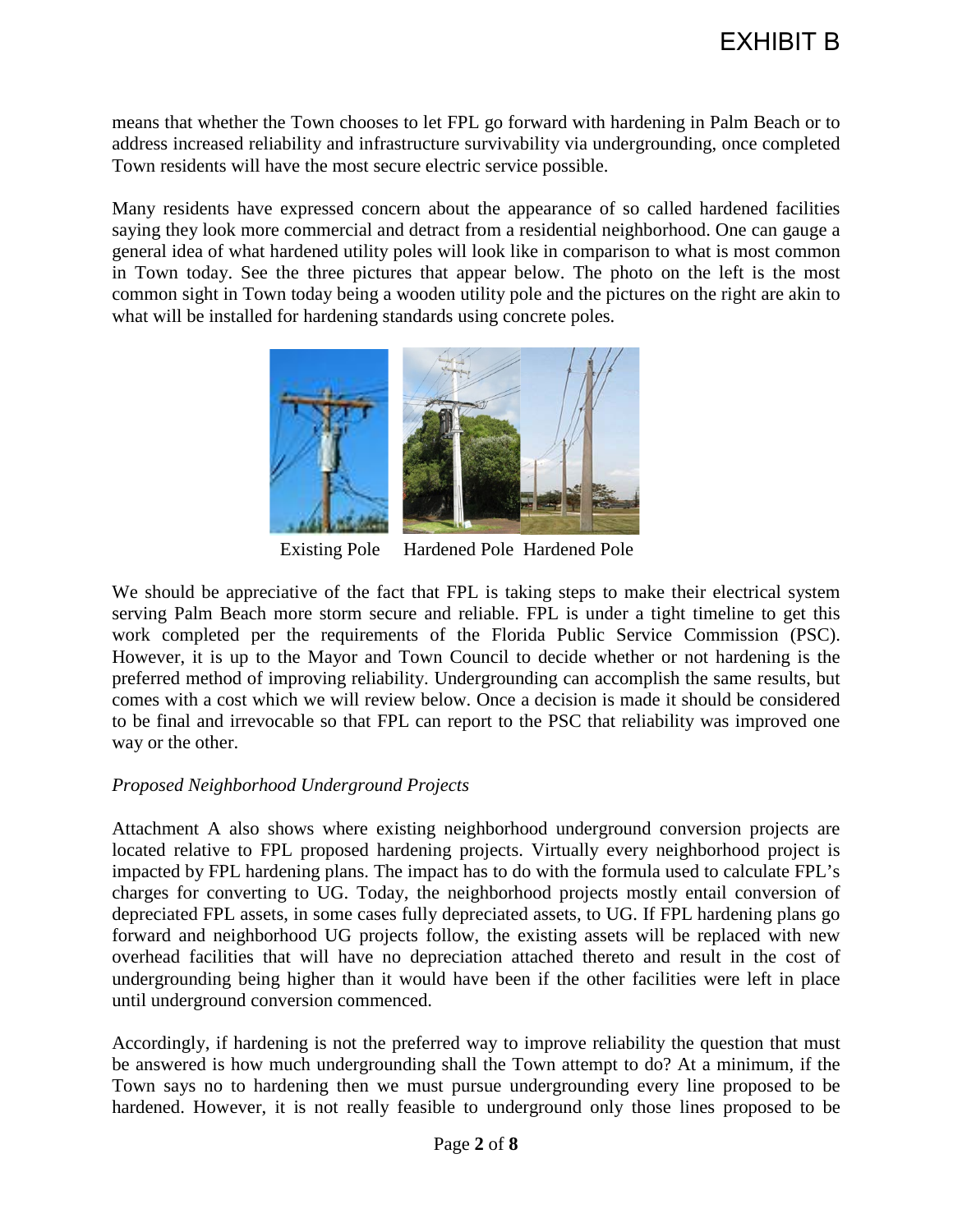means that whether the Town chooses to let FPL go forward with hardening in Palm Beach or to address increased reliability and infrastructure survivability via undergrounding, once completed Town residents will have the most secure electric service possible.

Many residents have expressed concern about the appearance of so called hardened facilities saying they look more commercial and detract from a residential neighborhood. One can gauge a general idea of what hardened utility poles will look like in comparison to what is most common in Town today. See the three pictures that appear below. The photo on the left is the most common sight in Town today being a wooden utility pole and the pictures on the right are akin to what will be installed for hardening standards using concrete poles.

Existing Pole     Hardened Pole  Hardened Pole

We should be appreciative of the fact that FPL is taking steps to make their electrical system serving Palm Beach more storm secure and reliable. FPL is under a tight timeline to get this work completed per the requirements of the Florida Public Service Commission (PSC). However, it is up to the Mayor and Town Council to decide whether or not hardening is the preferred method of improving reliability. Undergrounding can accomplish the same results, but comes with a cost which we will review below. Once a decision is made it should be considered to be final and irrevocable so that FPL can report to the PSC that reliability was improved one way or the other.

*Proposed Neighborhood Underground Projects*

Attachment A also shows where existing neighborhood underground conversion projects are located relative to FPL proposed hardening projects. Virtually every neighborhood project is impacted by FPL hardening plans. The impact has to do with the formula used to calculate FPL's charges for converting to UG. Today, the neighborhood projects mostly entail conversion of depreciated FPL assets, in some cases fully depreciated assets, to UG. If FPL hardening plans go forward and neighborhood UG projects follow, the existing assets will be replaced with new overhead facilities that will have no depreciation attached thereto and result in the cost of undergrounding being higher than it would have been if the other facilities were left in place until underground conversion commenced.

Accordingly, if hardening is not the preferred way to improve reliability the question that must be answered is how much undergrounding shall the Town attempt to do? At a minimum, if the Town says no to hardening then we must pursue undergrounding every line proposed to be hardened. However, it is not really feasible to underground only those lines proposed to be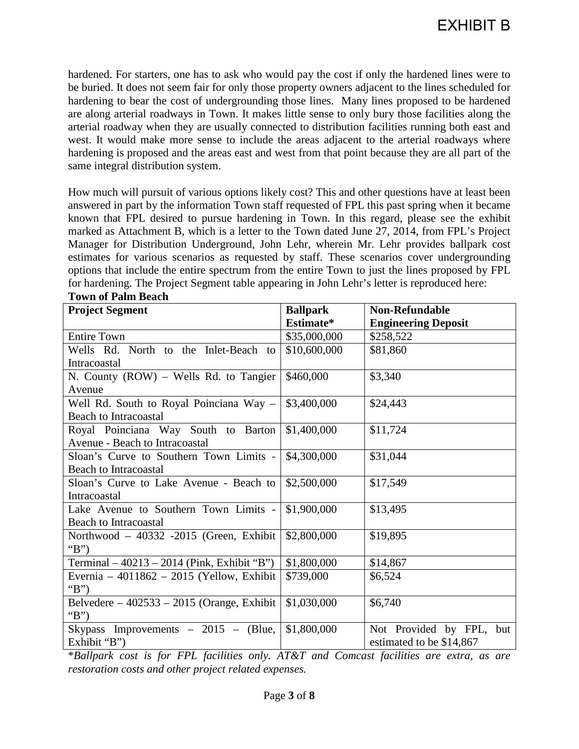hardened. For starters, one has to ask who would pay the cost if only the hardened lines were to be buried. It does not seem fair for only those property owners adjacent to the lines scheduled for hardening to bear the cost of undergrounding those lines. Many lines proposed to be hardened are along arterial roadways in Town. It makes little sense to only bury those facilities along the arterial roadway when they are usually connected to distribution facilities running both east and west. It would make more sense to include the areas adjacent to the arterial roadways where hardening is proposed and the areas east and west from that point because they are all part of the same integral distribution system.

How much will pursuit of various options likely cost? This and other questions have at least been answered in part by the information Town staff requested of FPL this past spring when it became known that FPL desired to pursue hardening in Town. In this regard, please see the exhibit marked as Attachment B, which is a letter to the Town dated June 27, 2014, from FPL's Project Manager for Distribution Underground, John Lehr, wherein Mr. Lehr provides ballpark cost estimates for various scenarios as requested by staff. These scenarios cover undergrounding options that include the entire spectrum from the entire Town to just the lines proposed by FPL for hardening. The Project Segment table appearing in John Lehr's letter is reproduced here:

**Town of Palm Beach**

| Project Segment | Ballpark Estimate* | Non-Refundable Engineering Deposit |
|---|---|---|
| Entire Town | $35,000,000 | $258,522 |
| Wells Rd. North to the Inlet-Beach to Intracoastal | $10,600,000 | $81,860 |
| N. County (ROW) – Wells Rd. to Tangier Avenue | $460,000 | $3,340 |
| Well Rd. South to Royal Poinciana Way – Beach to Intracoastal | $3,400,000 | $24,443 |
| Royal Poinciana Way South to Barton Avenue - Beach to Intracoastal | $1,400,000 | $11,724 |
| Sloan's Curve to Southern Town Limits - Beach to Intracoastal | $4,300,000 | $31,044 |
| Sloan's Curve to Lake Avenue - Beach to Intracoastal | $2,500,000 | $17,549 |
| Lake Avenue to Southern Town Limits - Beach to Intracoastal | $1,900,000 | $13,495 |
| Northwood – 40332 -2015 (Green, Exhibit "B") | $2,800,000 | $19,895 |
| Terminal – 40213 – 2014 (Pink, Exhibit "B") | $1,800,000 | $14,867 |
| Evernia – 4011862 – 2015 (Yellow, Exhibit "B") | $739,000 | $6,524 |
| Belvedere – 402533 – 2015 (Orange, Exhibit "B") | $1,030,000 | $6,740 |
| Skypass Improvements – 2015 – (Blue, Exhibit "B") | $1,800,000 | Not Provided by FPL, but estimated to be $14,867 |

*\*Ballpark cost is for FPL facilities only. AT&T and Comcast facilities are extra, as are restoration costs and other project related expenses.*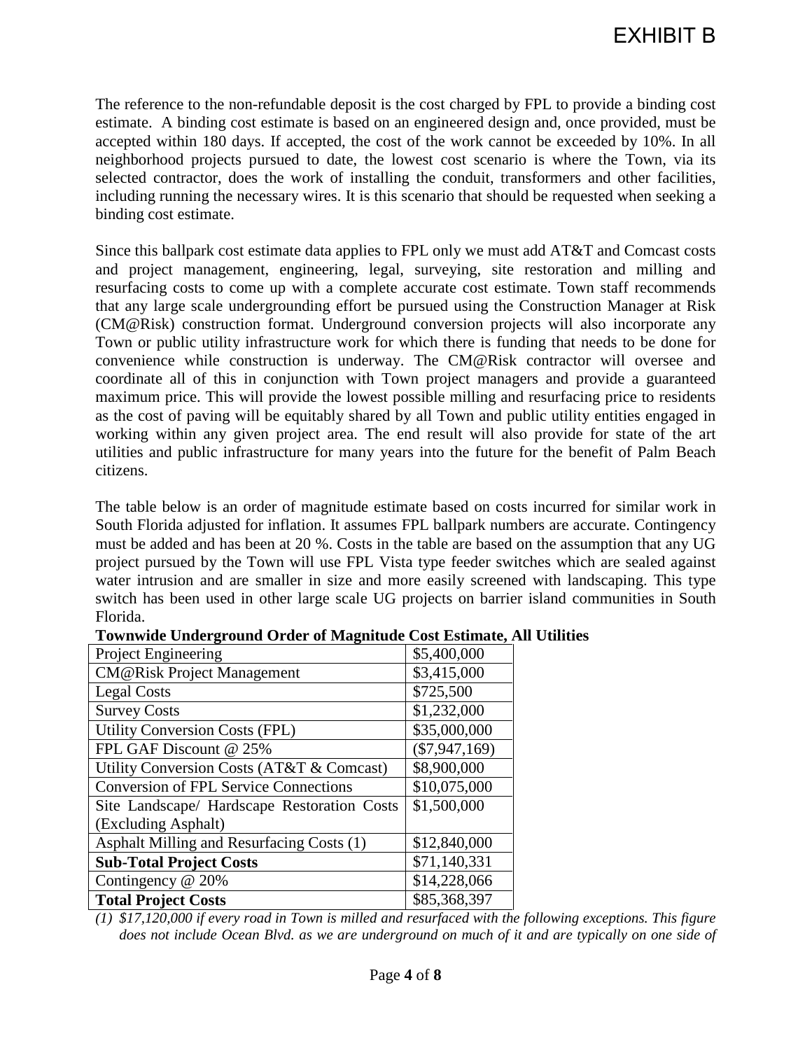The reference to the non-refundable deposit is the cost charged by FPL to provide a binding cost estimate. A binding cost estimate is based on an engineered design and, once provided, must be accepted within 180 days. If accepted, the cost of the work cannot be exceeded by 10%. In all neighborhood projects pursued to date, the lowest cost scenario is where the Town, via its selected contractor, does the work of installing the conduit, transformers and other facilities, including running the necessary wires. It is this scenario that should be requested when seeking a binding cost estimate.

Since this ballpark cost estimate data applies to FPL only we must add AT&T and Comcast costs and project management, engineering, legal, surveying, site restoration and milling and resurfacing costs to come up with a complete accurate cost estimate. Town staff recommends that any large scale undergrounding effort be pursued using the Construction Manager at Risk (CM@Risk) construction format. Underground conversion projects will also incorporate any Town or public utility infrastructure work for which there is funding that needs to be done for convenience while construction is underway. The CM@Risk contractor will oversee and coordinate all of this in conjunction with Town project managers and provide a guaranteed maximum price. This will provide the lowest possible milling and resurfacing price to residents as the cost of paving will be equitably shared by all Town and public utility entities engaged in working within any given project area. The end result will also provide for state of the art utilities and public infrastructure for many years into the future for the benefit of Palm Beach citizens.

The table below is an order of magnitude estimate based on costs incurred for similar work in South Florida adjusted for inflation. It assumes FPL ballpark numbers are accurate. Contingency must be added and has been at 20 %. Costs in the table are based on the assumption that any UG project pursued by the Town will use FPL Vista type feeder switches which are sealed against water intrusion and are smaller in size and more easily screened with landscaping. This type switch has been used in other large scale UG projects on barrier island communities in South Florida.

**Townwide Underground Order of Magnitude Cost Estimate, All Utilities**

| Item | Cost |
|---|---|
| Project Engineering | $5,400,000 |
| CM@Risk Project Management | $3,415,000 |
| Legal Costs | $725,500 |
| Survey Costs | $1,232,000 |
| Utility Conversion Costs (FPL) | $35,000,000 |
| FPL GAF Discount @ 25% | ($7,947,169) |
| Utility Conversion Costs (AT&T & Comcast) | $8,900,000 |
| Conversion of FPL Service Connections | $10,075,000 |
| Site Landscape/ Hardscape Restoration Costs (Excluding Asphalt) | $1,500,000 |
| Asphalt Milling and Resurfacing Costs (1) | $12,840,000 |
| **Sub-Total Project Costs** | $71,140,331 |
| Contingency @ 20% | $14,228,066 |
| **Total Project Costs** | $85,368,397 |

*(1) $17,120,000 if every road in Town is milled and resurfaced with the following exceptions. This figure does not include Ocean Blvd. as we are underground on much of it and are typically on one side of*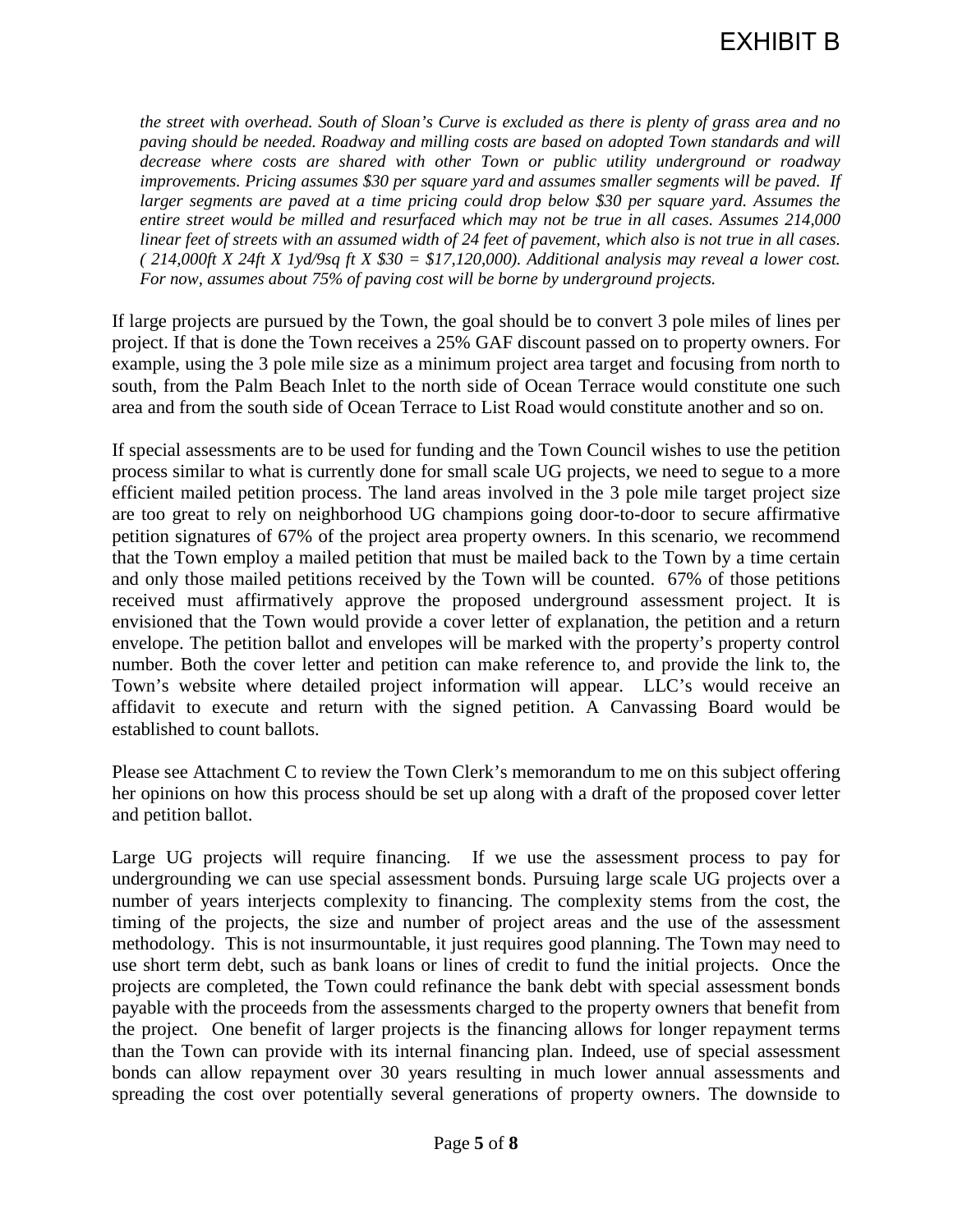*the street with overhead. South of Sloan's Curve is excluded as there is plenty of grass area and no paving should be needed. Roadway and milling costs are based on adopted Town standards and will decrease where costs are shared with other Town or public utility underground or roadway improvements. Pricing assumes $30 per square yard and assumes smaller segments will be paved. If larger segments are paved at a time pricing could drop below $30 per square yard. Assumes the entire street would be milled and resurfaced which may not be true in all cases. Assumes 214,000 linear feet of streets with an assumed width of 24 feet of pavement, which also is not true in all cases. ( 214,000ft X 24ft X 1yd/9sq ft X $30 = $17,120,000). Additional analysis may reveal a lower cost. For now, assumes about 75% of paving cost will be borne by underground projects.*

If large projects are pursued by the Town, the goal should be to convert 3 pole miles of lines per project. If that is done the Town receives a 25% GAF discount passed on to property owners. For example, using the 3 pole mile size as a minimum project area target and focusing from north to south, from the Palm Beach Inlet to the north side of Ocean Terrace would constitute one such area and from the south side of Ocean Terrace to List Road would constitute another and so on.

If special assessments are to be used for funding and the Town Council wishes to use the petition process similar to what is currently done for small scale UG projects, we need to segue to a more efficient mailed petition process. The land areas involved in the 3 pole mile target project size are too great to rely on neighborhood UG champions going door-to-door to secure affirmative petition signatures of 67% of the project area property owners. In this scenario, we recommend that the Town employ a mailed petition that must be mailed back to the Town by a time certain and only those mailed petitions received by the Town will be counted. 67% of those petitions received must affirmatively approve the proposed underground assessment project. It is envisioned that the Town would provide a cover letter of explanation, the petition and a return envelope. The petition ballot and envelopes will be marked with the property's property control number. Both the cover letter and petition can make reference to, and provide the link to, the Town's website where detailed project information will appear. LLC's would receive an affidavit to execute and return with the signed petition. A Canvassing Board would be established to count ballots.

Please see Attachment C to review the Town Clerk's memorandum to me on this subject offering her opinions on how this process should be set up along with a draft of the proposed cover letter and petition ballot.

Large UG projects will require financing. If we use the assessment process to pay for undergrounding we can use special assessment bonds. Pursuing large scale UG projects over a number of years interjects complexity to financing. The complexity stems from the cost, the timing of the projects, the size and number of project areas and the use of the assessment methodology. This is not insurmountable, it just requires good planning. The Town may need to use short term debt, such as bank loans or lines of credit to fund the initial projects. Once the projects are completed, the Town could refinance the bank debt with special assessment bonds payable with the proceeds from the assessments charged to the property owners that benefit from the project. One benefit of larger projects is the financing allows for longer repayment terms than the Town can provide with its internal financing plan. Indeed, use of special assessment bonds can allow repayment over 30 years resulting in much lower annual assessments and spreading the cost over potentially several generations of property owners. The downside to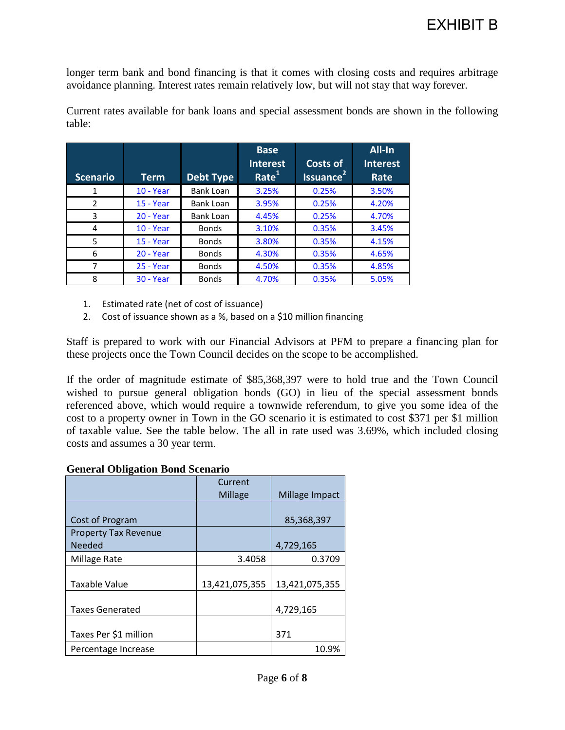# EXHIBIT B

longer term bank and bond financing is that it comes with closing costs and requires arbitrage avoidance planning. Interest rates remain relatively low, but will not stay that way forever.

Current rates available for bank loans and special assessment bonds are shown in the following table:

| Scenario | Term | Debt Type | Base Interest Rate[1] | Costs of Issuance[2] | All-In Interest Rate |
|---|---|---|---|---|---|
| 1 | 10 - Year | Bank Loan | 3.25% | 0.25% | 3.50% |
| 2 | 15 - Year | Bank Loan | 3.95% | 0.25% | 4.20% |
| 3 | 20 - Year | Bank Loan | 4.45% | 0.25% | 4.70% |
| 4 | 10 - Year | Bonds | 3.10% | 0.35% | 3.45% |
| 5 | 15 - Year | Bonds | 3.80% | 0.35% | 4.15% |
| 6 | 20 - Year | Bonds | 4.30% | 0.35% | 4.65% |
| 7 | 25 - Year | Bonds | 4.50% | 0.35% | 4.85% |
| 8 | 30 - Year | Bonds | 4.70% | 0.35% | 5.05% |

1. Estimated rate (net of cost of issuance)
2. Cost of issuance shown as a %, based on a $10 million financing

Staff is prepared to work with our Financial Advisors at PFM to prepare a financing plan for these projects once the Town Council decides on the scope to be accomplished.

If the order of magnitude estimate of $85,368,397 were to hold true and the Town Council wished to pursue general obligation bonds (GO) in lieu of the special assessment bonds referenced above, which would require a townwide referendum, to give you some idea of the cost to a property owner in Town in the GO scenario it is estimated to cost $371 per $1 million of taxable value. See the table below. The all in rate used was 3.69%, which included closing costs and assumes a 30 year term.

**General Obligation Bond Scenario**

| | Current Millage | Millage Impact |
|---|---|---|
| Cost of Program | | 85,368,397 |
| Property Tax Revenue Needed | | 4,729,165 |
| Millage Rate | 3.4058 | 0.3709 |
| Taxable Value | 13,421,075,355 | 13,421,075,355 |
| Taxes Generated | | 4,729,165 |
| Taxes Per $1 million | | 371 |
| Percentage Increase | | 10.9% |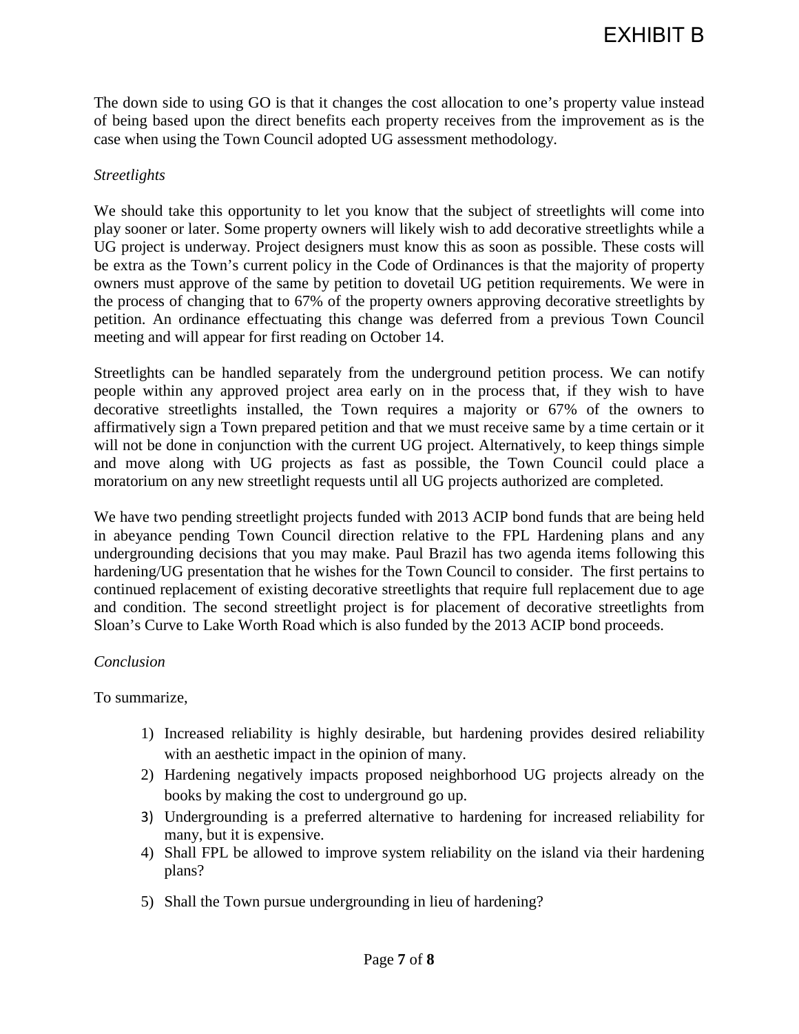EXHIBIT B

The down side to using GO is that it changes the cost allocation to one's property value instead of being based upon the direct benefits each property receives from the improvement as is the case when using the Town Council adopted UG assessment methodology.

*Streetlights*

We should take this opportunity to let you know that the subject of streetlights will come into play sooner or later. Some property owners will likely wish to add decorative streetlights while a UG project is underway. Project designers must know this as soon as possible. These costs will be extra as the Town's current policy in the Code of Ordinances is that the majority of property owners must approve of the same by petition to dovetail UG petition requirements. We were in the process of changing that to 67% of the property owners approving decorative streetlights by petition. An ordinance effectuating this change was deferred from a previous Town Council meeting and will appear for first reading on October 14.

Streetlights can be handled separately from the underground petition process. We can notify people within any approved project area early on in the process that, if they wish to have decorative streetlights installed, the Town requires a majority or 67% of the owners to affirmatively sign a Town prepared petition and that we must receive same by a time certain or it will not be done in conjunction with the current UG project. Alternatively, to keep things simple and move along with UG projects as fast as possible, the Town Council could place a moratorium on any new streetlight requests until all UG projects authorized are completed.

We have two pending streetlight projects funded with 2013 ACIP bond funds that are being held in abeyance pending Town Council direction relative to the FPL Hardening plans and any undergrounding decisions that you may make. Paul Brazil has two agenda items following this hardening/UG presentation that he wishes for the Town Council to consider. The first pertains to continued replacement of existing decorative streetlights that require full replacement due to age and condition. The second streetlight project is for placement of decorative streetlights from Sloan's Curve to Lake Worth Road which is also funded by the 2013 ACIP bond proceeds.

*Conclusion*

To summarize,

1) Increased reliability is highly desirable, but hardening provides desired reliability with an aesthetic impact in the opinion of many.
2) Hardening negatively impacts proposed neighborhood UG projects already on the books by making the cost to underground go up.
3) Undergrounding is a preferred alternative to hardening for increased reliability for many, but it is expensive.
4) Shall FPL be allowed to improve system reliability on the island via their hardening plans?
5) Shall the Town pursue undergrounding in lieu of hardening?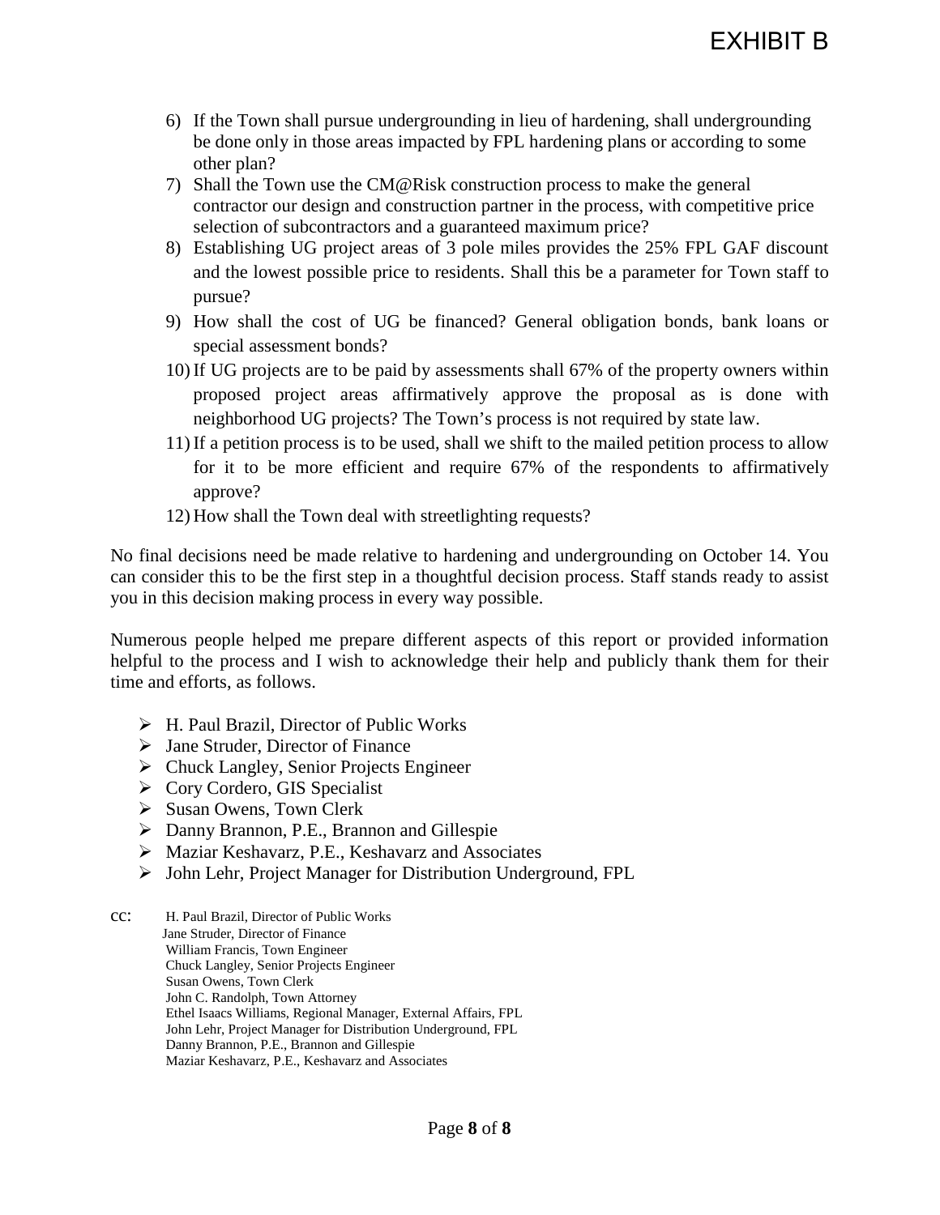6) If the Town shall pursue undergrounding in lieu of hardening, shall undergrounding be done only in those areas impacted by FPL hardening plans or according to some other plan?
7) Shall the Town use the CM@Risk construction process to make the general contractor our design and construction partner in the process, with competitive price selection of subcontractors and a guaranteed maximum price?
8) Establishing UG project areas of 3 pole miles provides the 25% FPL GAF discount and the lowest possible price to residents. Shall this be a parameter for Town staff to pursue?
9) How shall the cost of UG be financed? General obligation bonds, bank loans or special assessment bonds?
10) If UG projects are to be paid by assessments shall 67% of the property owners within proposed project areas affirmatively approve the proposal as is done with neighborhood UG projects? The Town's process is not required by state law.
11) If a petition process is to be used, shall we shift to the mailed petition process to allow for it to be more efficient and require 67% of the respondents to affirmatively approve?
12) How shall the Town deal with streetlighting requests?

No final decisions need be made relative to hardening and undergrounding on October 14. You can consider this to be the first step in a thoughtful decision process. Staff stands ready to assist you in this decision making process in every way possible.

Numerous people helped me prepare different aspects of this report or provided information helpful to the process and I wish to acknowledge their help and publicly thank them for their time and efforts, as follows.

- H. Paul Brazil, Director of Public Works
- Jane Struder, Director of Finance
- Chuck Langley, Senior Projects Engineer
- Cory Cordero, GIS Specialist
- Susan Owens, Town Clerk
- Danny Brannon, P.E., Brannon and Gillespie
- Maziar Keshavarz, P.E., Keshavarz and Associates
- John Lehr, Project Manager for Distribution Underground, FPL

cc: H. Paul Brazil, Director of Public Works
Jane Struder, Director of Finance
William Francis, Town Engineer
Chuck Langley, Senior Projects Engineer
Susan Owens, Town Clerk
John C. Randolph, Town Attorney
Ethel Isaacs Williams, Regional Manager, External Affairs, FPL
John Lehr, Project Manager for Distribution Underground, FPL
Danny Brannon, P.E., Brannon and Gillespie
Maziar Keshavarz, P.E., Keshavarz and Associates